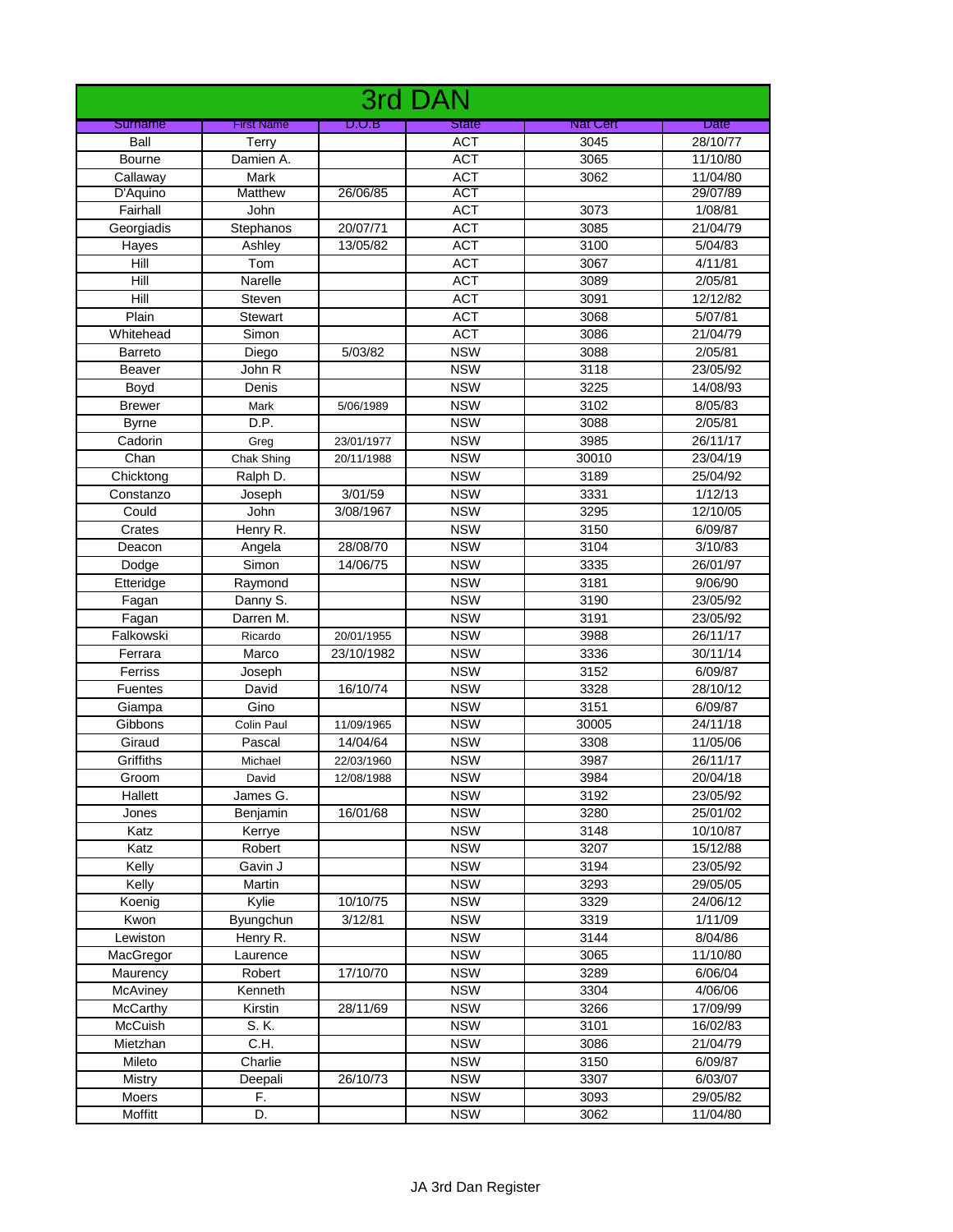# 3rd DAN

| Surname | First Name | D.O.B | State | Nat Cert | Date |
|---|---|---|---|---|---|
| Ball | Terry | | ACT | 3045 | 28/10/77 |
| Bourne | Damien A. | | ACT | 3065 | 11/10/80 |
| Callaway | Mark | | ACT | 3062 | 11/04/80 |
| D'Aquino | Matthew | 26/06/85 | ACT | | 29/07/89 |
| Fairhall | John | | ACT | 3073 | 1/08/81 |
| Georgiadis | Stephanos | 20/07/71 | ACT | 3085 | 21/04/79 |
| Hayes | Ashley | 13/05/82 | ACT | 3100 | 5/04/83 |
| Hill | Tom | | ACT | 3067 | 4/11/81 |
| Hill | Narelle | | ACT | 3089 | 2/05/81 |
| Hill | Steven | | ACT | 3091 | 12/12/82 |
| Plain | Stewart | | ACT | 3068 | 5/07/81 |
| Whitehead | Simon | | ACT | 3086 | 21/04/79 |
| Barreto | Diego | 5/03/82 | NSW | 3088 | 2/05/81 |
| Beaver | John R | | NSW | 3118 | 23/05/92 |
| Boyd | Denis | | NSW | 3225 | 14/08/93 |
| Brewer | Mark | 5/06/1989 | NSW | 3102 | 8/05/83 |
| Byrne | D.P. | | NSW | 3088 | 2/05/81 |
| Cadorin | Greg | 23/01/1977 | NSW | 3985 | 26/11/17 |
| Chan | Chak Shing | 20/11/1988 | NSW | 30010 | 23/04/19 |
| Chicktong | Ralph D. | | NSW | 3189 | 25/04/92 |
| Constanzo | Joseph | 3/01/59 | NSW | 3331 | 1/12/13 |
| Could | John | 3/08/1967 | NSW | 3295 | 12/10/05 |
| Crates | Henry R. | | NSW | 3150 | 6/09/87 |
| Deacon | Angela | 28/08/70 | NSW | 3104 | 3/10/83 |
| Dodge | Simon | 14/06/75 | NSW | 3335 | 26/01/97 |
| Etteridge | Raymond | | NSW | 3181 | 9/06/90 |
| Fagan | Danny S. | | NSW | 3190 | 23/05/92 |
| Fagan | Darren M. | | NSW | 3191 | 23/05/92 |
| Falkowski | Ricardo | 20/01/1955 | NSW | 3988 | 26/11/17 |
| Ferrara | Marco | 23/10/1982 | NSW | 3336 | 30/11/14 |
| Ferriss | Joseph | | NSW | 3152 | 6/09/87 |
| Fuentes | David | 16/10/74 | NSW | 3328 | 28/10/12 |
| Giampa | Gino | | NSW | 3151 | 6/09/87 |
| Gibbons | Colin Paul | 11/09/1965 | NSW | 30005 | 24/11/18 |
| Giraud | Pascal | 14/04/64 | NSW | 3308 | 11/05/06 |
| Griffiths | Michael | 22/03/1960 | NSW | 3987 | 26/11/17 |
| Groom | David | 12/08/1988 | NSW | 3984 | 20/04/18 |
| Hallett | James G. | | NSW | 3192 | 23/05/92 |
| Jones | Benjamin | 16/01/68 | NSW | 3280 | 25/01/02 |
| Katz | Kerrye | | NSW | 3148 | 10/10/87 |
| Katz | Robert | | NSW | 3207 | 15/12/88 |
| Kelly | Gavin J | | NSW | 3194 | 23/05/92 |
| Kelly | Martin | | NSW | 3293 | 29/05/05 |
| Koenig | Kylie | 10/10/75 | NSW | 3329 | 24/06/12 |
| Kwon | Byungchun | 3/12/81 | NSW | 3319 | 1/11/09 |
| Lewiston | Henry R. | | NSW | 3144 | 8/04/86 |
| MacGregor | Laurence | | NSW | 3065 | 11/10/80 |
| Maurency | Robert | 17/10/70 | NSW | 3289 | 6/06/04 |
| McAviney | Kenneth | | NSW | 3304 | 4/06/06 |
| McCarthy | Kirstin | 28/11/69 | NSW | 3266 | 17/09/99 |
| McCuish | S. K. | | NSW | 3101 | 16/02/83 |
| Mietzhan | C.H. | | NSW | 3086 | 21/04/79 |
| Mileto | Charlie | | NSW | 3150 | 6/09/87 |
| Mistry | Deepali | 26/10/73 | NSW | 3307 | 6/03/07 |
| Moers | F. | | NSW | 3093 | 29/05/82 |
| Moffitt | D. | | NSW | 3062 | 11/04/80 |

JA 3rd Dan Register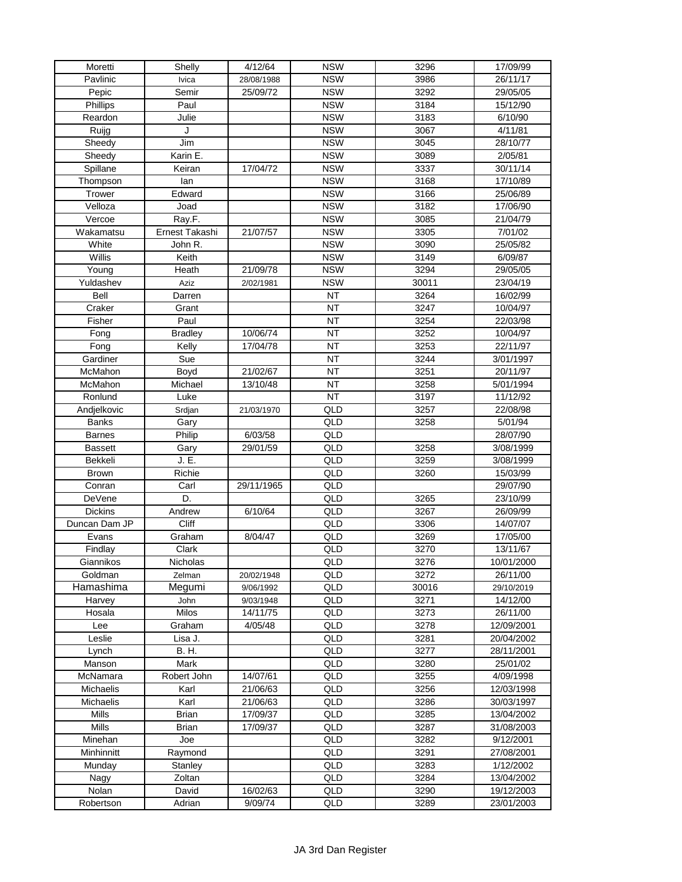| Moretti | Shelly | 4/12/64 | NSW | 3296 | 17/09/99 |
|---|---|---|---|---|---|
| Pavlinic | Ivica | 28/08/1988 | NSW | 3986 | 26/11/17 |
| Pepic | Semir | 25/09/72 | NSW | 3292 | 29/05/05 |
| Phillips | Paul | | NSW | 3184 | 15/12/90 |
| Reardon | Julie | | NSW | 3183 | 6/10/90 |
| Ruijg | J | | NSW | 3067 | 4/11/81 |
| Sheedy | Jim | | NSW | 3045 | 28/10/77 |
| Sheedy | Karin E. | | NSW | 3089 | 2/05/81 |
| Spillane | Keiran | 17/04/72 | NSW | 3337 | 30/11/14 |
| Thompson | Ian | | NSW | 3168 | 17/10/89 |
| Trower | Edward | | NSW | 3166 | 25/06/89 |
| Velloza | Joad | | NSW | 3182 | 17/06/90 |
| Vercoe | Ray.F. | | NSW | 3085 | 21/04/79 |
| Wakamatsu | Ernest Takashi | 21/07/57 | NSW | 3305 | 7/01/02 |
| White | John R. | | NSW | 3090 | 25/05/82 |
| Willis | Keith | | NSW | 3149 | 6/09/87 |
| Young | Heath | 21/09/78 | NSW | 3294 | 29/05/05 |
| Yuldashev | Aziz | 2/02/1981 | NSW | 30011 | 23/04/19 |
| Bell | Darren | | NT | 3264 | 16/02/99 |
| Craker | Grant | | NT | 3247 | 10/04/97 |
| Fisher | Paul | | NT | 3254 | 22/03/98 |
| Fong | Bradley | 10/06/74 | NT | 3252 | 10/04/97 |
| Fong | Kelly | 17/04/78 | NT | 3253 | 22/11/97 |
| Gardiner | Sue | | NT | 3244 | 3/01/1997 |
| McMahon | Boyd | 21/02/67 | NT | 3251 | 20/11/97 |
| McMahon | Michael | 13/10/48 | NT | 3258 | 5/01/1994 |
| Ronlund | Luke | | NT | 3197 | 11/12/92 |
| Andjelkovic | Srdjan | 21/03/1970 | QLD | 3257 | 22/08/98 |
| Banks | Gary | | QLD | 3258 | 5/01/94 |
| Barnes | Philip | 6/03/58 | QLD | | 28/07/90 |
| Bassett | Gary | 29/01/59 | QLD | 3258 | 3/08/1999 |
| Bekkeli | J. E. | | QLD | 3259 | 3/08/1999 |
| Brown | Richie | | QLD | 3260 | 15/03/99 |
| Conran | Carl | 29/11/1965 | QLD | | 29/07/90 |
| DeVene | D. | | QLD | 3265 | 23/10/99 |
| Dickins | Andrew | 6/10/64 | QLD | 3267 | 26/09/99 |
| Duncan Dam JP | Cliff | | QLD | 3306 | 14/07/07 |
| Evans | Graham | 8/04/47 | QLD | 3269 | 17/05/00 |
| Findlay | Clark | | QLD | 3270 | 13/11/67 |
| Giannikos | Nicholas | | QLD | 3276 | 10/01/2000 |
| Goldman | Zelman | 20/02/1948 | QLD | 3272 | 26/11/00 |
| Hamashima | Megumi | 9/06/1992 | QLD | 30016 | 29/10/2019 |
| Harvey | John | 9/03/1948 | QLD | 3271 | 14/12/00 |
| Hosala | Milos | 14/11/75 | QLD | 3273 | 26/11/00 |
| Lee | Graham | 4/05/48 | QLD | 3278 | 12/09/2001 |
| Leslie | Lisa J. | | QLD | 3281 | 20/04/2002 |
| Lynch | B. H. | | QLD | 3277 | 28/11/2001 |
| Manson | Mark | | QLD | 3280 | 25/01/02 |
| McNamara | Robert John | 14/07/61 | QLD | 3255 | 4/09/1998 |
| Michaelis | Karl | 21/06/63 | QLD | 3256 | 12/03/1998 |
| Michaelis | Karl | 21/06/63 | QLD | 3286 | 30/03/1997 |
| Mills | Brian | 17/09/37 | QLD | 3285 | 13/04/2002 |
| Mills | Brian | 17/09/37 | QLD | 3287 | 31/08/2003 |
| Minehan | Joe | | QLD | 3282 | 9/12/2001 |
| Minhinnitt | Raymond | | QLD | 3291 | 27/08/2001 |
| Munday | Stanley | | QLD | 3283 | 1/12/2002 |
| Nagy | Zoltan | | QLD | 3284 | 13/04/2002 |
| Nolan | David | 16/02/63 | QLD | 3290 | 19/12/2003 |
| Robertson | Adrian | 9/09/74 | QLD | 3289 | 23/01/2003 |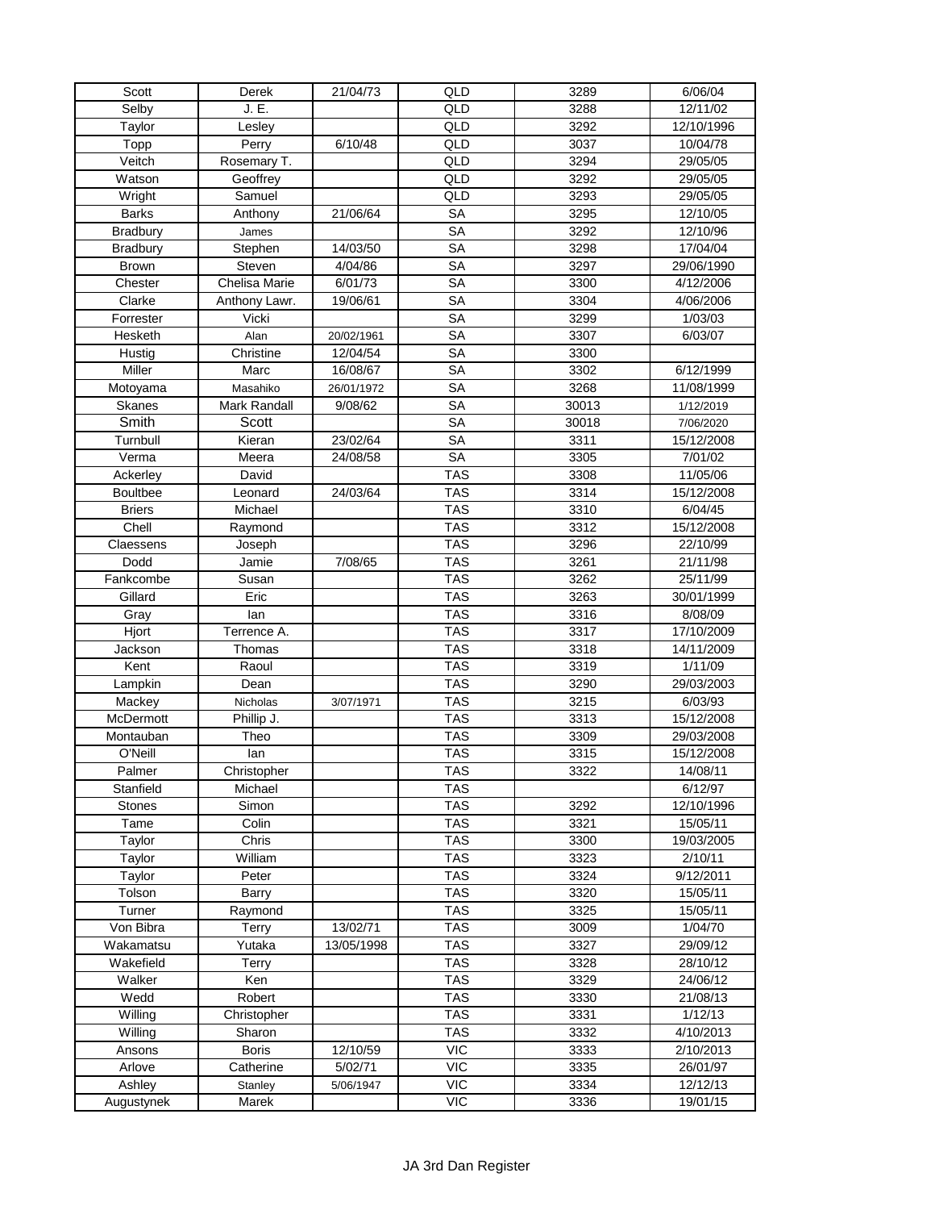| Scott | Derek | 21/04/73 | QLD | 3289 | 6/06/04 |
|---|---|---|---|---|---|
| Selby | J. E. | | QLD | 3288 | 12/11/02 |
| Taylor | Lesley | | QLD | 3292 | 12/10/1996 |
| Topp | Perry | 6/10/48 | QLD | 3037 | 10/04/78 |
| Veitch | Rosemary T. | | QLD | 3294 | 29/05/05 |
| Watson | Geoffrey | | QLD | 3292 | 29/05/05 |
| Wright | Samuel | | QLD | 3293 | 29/05/05 |
| Barks | Anthony | 21/06/64 | SA | 3295 | 12/10/05 |
| Bradbury | James | | SA | 3292 | 12/10/96 |
| Bradbury | Stephen | 14/03/50 | SA | 3298 | 17/04/04 |
| Brown | Steven | 4/04/86 | SA | 3297 | 29/06/1990 |
| Chester | Chelisa Marie | 6/01/73 | SA | 3300 | 4/12/2006 |
| Clarke | Anthony Lawr. | 19/06/61 | SA | 3304 | 4/06/2006 |
| Forrester | Vicki | | SA | 3299 | 1/03/03 |
| Hesketh | Alan | 20/02/1961 | SA | 3307 | 6/03/07 |
| Hustig | Christine | 12/04/54 | SA | 3300 | |
| Miller | Marc | 16/08/67 | SA | 3302 | 6/12/1999 |
| Motoyama | Masahiko | 26/01/1972 | SA | 3268 | 11/08/1999 |
| Skanes | Mark Randall | 9/08/62 | SA | 30013 | 1/12/2019 |
| Smith | Scott | | SA | 30018 | 7/06/2020 |
| Turnbull | Kieran | 23/02/64 | SA | 3311 | 15/12/2008 |
| Verma | Meera | 24/08/58 | SA | 3305 | 7/01/02 |
| Ackerley | David | | TAS | 3308 | 11/05/06 |
| Boultbee | Leonard | 24/03/64 | TAS | 3314 | 15/12/2008 |
| Briers | Michael | | TAS | 3310 | 6/04/45 |
| Chell | Raymond | | TAS | 3312 | 15/12/2008 |
| Claessens | Joseph | | TAS | 3296 | 22/10/99 |
| Dodd | Jamie | 7/08/65 | TAS | 3261 | 21/11/98 |
| Fankcombe | Susan | | TAS | 3262 | 25/11/99 |
| Gillard | Eric | | TAS | 3263 | 30/01/1999 |
| Gray | Ian | | TAS | 3316 | 8/08/09 |
| Hjort | Terrence A. | | TAS | 3317 | 17/10/2009 |
| Jackson | Thomas | | TAS | 3318 | 14/11/2009 |
| Kent | Raoul | | TAS | 3319 | 1/11/09 |
| Lampkin | Dean | | TAS | 3290 | 29/03/2003 |
| Mackey | Nicholas | 3/07/1971 | TAS | 3215 | 6/03/93 |
| McDermott | Phillip J. | | TAS | 3313 | 15/12/2008 |
| Montauban | Theo | | TAS | 3309 | 29/03/2008 |
| O'Neill | Ian | | TAS | 3315 | 15/12/2008 |
| Palmer | Christopher | | TAS | 3322 | 14/08/11 |
| Stanfield | Michael | | TAS | | 6/12/97 |
| Stones | Simon | | TAS | 3292 | 12/10/1996 |
| Tame | Colin | | TAS | 3321 | 15/05/11 |
| Taylor | Chris | | TAS | 3300 | 19/03/2005 |
| Taylor | William | | TAS | 3323 | 2/10/11 |
| Taylor | Peter | | TAS | 3324 | 9/12/2011 |
| Tolson | Barry | | TAS | 3320 | 15/05/11 |
| Turner | Raymond | | TAS | 3325 | 15/05/11 |
| Von Bibra | Terry | 13/02/71 | TAS | 3009 | 1/04/70 |
| Wakamatsu | Yutaka | 13/05/1998 | TAS | 3327 | 29/09/12 |
| Wakefield | Terry | | TAS | 3328 | 28/10/12 |
| Walker | Ken | | TAS | 3329 | 24/06/12 |
| Wedd | Robert | | TAS | 3330 | 21/08/13 |
| Willing | Christopher | | TAS | 3331 | 1/12/13 |
| Willing | Sharon | | TAS | 3332 | 4/10/2013 |
| Ansons | Boris | 12/10/59 | VIC | 3333 | 2/10/2013 |
| Arlove | Catherine | 5/02/71 | VIC | 3335 | 26/01/97 |
| Ashley | Stanley | 5/06/1947 | VIC | 3334 | 12/12/13 |
| Augustynek | Marek | | VIC | 3336 | 19/01/15 |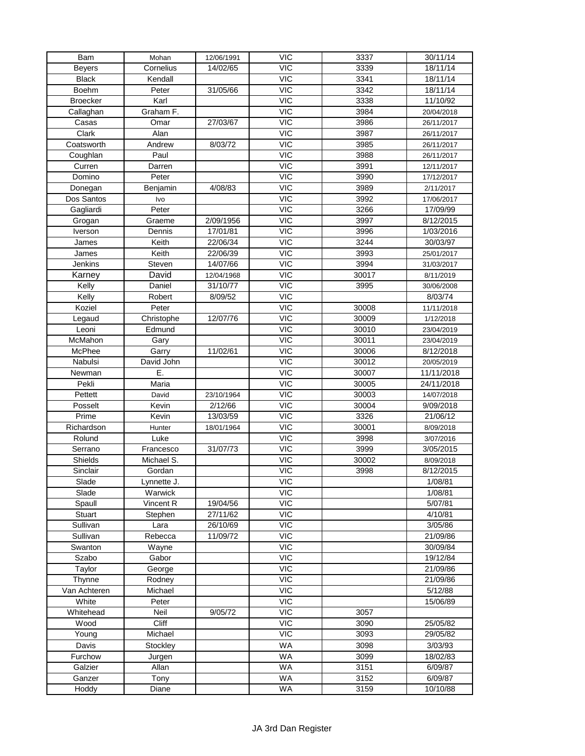| Bam | Mohan | 12/06/1991 | VIC | 3337 | 30/11/14 |
|---|---|---|---|---|---|
| Beyers | Cornelius | 14/02/65 | VIC | 3339 | 18/11/14 |
| Black | Kendall | | VIC | 3341 | 18/11/14 |
| Boehm | Peter | 31/05/66 | VIC | 3342 | 18/11/14 |
| Broecker | Karl | | VIC | 3338 | 11/10/92 |
| Callaghan | Graham F. | | VIC | 3984 | 20/04/2018 |
| Casas | Omar | 27/03/67 | VIC | 3986 | 26/11/2017 |
| Clark | Alan | | VIC | 3987 | 26/11/2017 |
| Coatsworth | Andrew | 8/03/72 | VIC | 3985 | 26/11/2017 |
| Coughlan | Paul | | VIC | 3988 | 26/11/2017 |
| Curren | Darren | | VIC | 3991 | 12/11/2017 |
| Domino | Peter | | VIC | 3990 | 17/12/2017 |
| Donegan | Benjamin | 4/08/83 | VIC | 3989 | 2/11/2017 |
| Dos Santos | Ivo | | VIC | 3992 | 17/06/2017 |
| Gagliardi | Peter | | VIC | 3266 | 17/09/99 |
| Grogan | Graeme | 2/09/1956 | VIC | 3997 | 8/12/2015 |
| Iverson | Dennis | 17/01/81 | VIC | 3996 | 1/03/2016 |
| James | Keith | 22/06/34 | VIC | 3244 | 30/03/97 |
| James | Keith | 22/06/39 | VIC | 3993 | 25/01/2017 |
| Jenkins | Steven | 14/07/66 | VIC | 3994 | 31/03/2017 |
| Karney | David | 12/04/1968 | VIC | 30017 | 8/11/2019 |
| Kelly | Daniel | 31/10/77 | VIC | 3995 | 30/06/2008 |
| Kelly | Robert | 8/09/52 | VIC | | 8/03/74 |
| Koziel | Peter | | VIC | 30008 | 11/11/2018 |
| Legaud | Christophe | 12/07/76 | VIC | 30009 | 1/12/2018 |
| Leoni | Edmund | | VIC | 30010 | 23/04/2019 |
| McMahon | Gary | | VIC | 30011 | 23/04/2019 |
| McPhee | Garry | 11/02/61 | VIC | 30006 | 8/12/2018 |
| Nabulsi | David John | | VIC | 30012 | 20/05/2019 |
| Newman | E. | | VIC | 30007 | 11/11/2018 |
| Pekli | Maria | | VIC | 30005 | 24/11/2018 |
| Pettett | David | 23/10/1964 | VIC | 30003 | 14/07/2018 |
| Posselt | Kevin | 2/12/66 | VIC | 30004 | 9/09/2018 |
| Prime | Kevin | 13/03/59 | VIC | 3326 | 21/06/12 |
| Richardson | Hunter | 18/01/1964 | VIC | 30001 | 8/09/2018 |
| Rolund | Luke | | VIC | 3998 | 3/07/2016 |
| Serrano | Francesco | 31/07/73 | VIC | 3999 | 3/05/2015 |
| Shields | Michael S. | | VIC | 30002 | 8/09/2018 |
| Sinclair | Gordan | | VIC | 3998 | 8/12/2015 |
| Slade | Lynnette J. | | VIC | | 1/08/81 |
| Slade | Warwick | | VIC | | 1/08/81 |
| Spaull | Vincent R | 19/04/56 | VIC | | 5/07/81 |
| Stuart | Stephen | 27/11/62 | VIC | | 4/10/81 |
| Sullivan | Lara | 26/10/69 | VIC | | 3/05/86 |
| Sullivan | Rebecca | 11/09/72 | VIC | | 21/09/86 |
| Swanton | Wayne | | VIC | | 30/09/84 |
| Szabo | Gabor | | VIC | | 19/12/84 |
| Taylor | George | | VIC | | 21/09/86 |
| Thynne | Rodney | | VIC | | 21/09/86 |
| Van Achteren | Michael | | VIC | | 5/12/88 |
| White | Peter | | VIC | | 15/06/89 |
| Whitehead | Neil | 9/05/72 | VIC | 3057 | |
| Wood | Cliff | | VIC | 3090 | 25/05/82 |
| Young | Michael | | VIC | 3093 | 29/05/82 |
| Davis | Stockley | | WA | 3098 | 3/03/93 |
| Furchow | Jurgen | | WA | 3099 | 18/02/83 |
| Galzier | Allan | | WA | 3151 | 6/09/87 |
| Ganzer | Tony | | WA | 3152 | 6/09/87 |
| Hoddy | Diane | | WA | 3159 | 10/10/88 |

JA 3rd Dan Register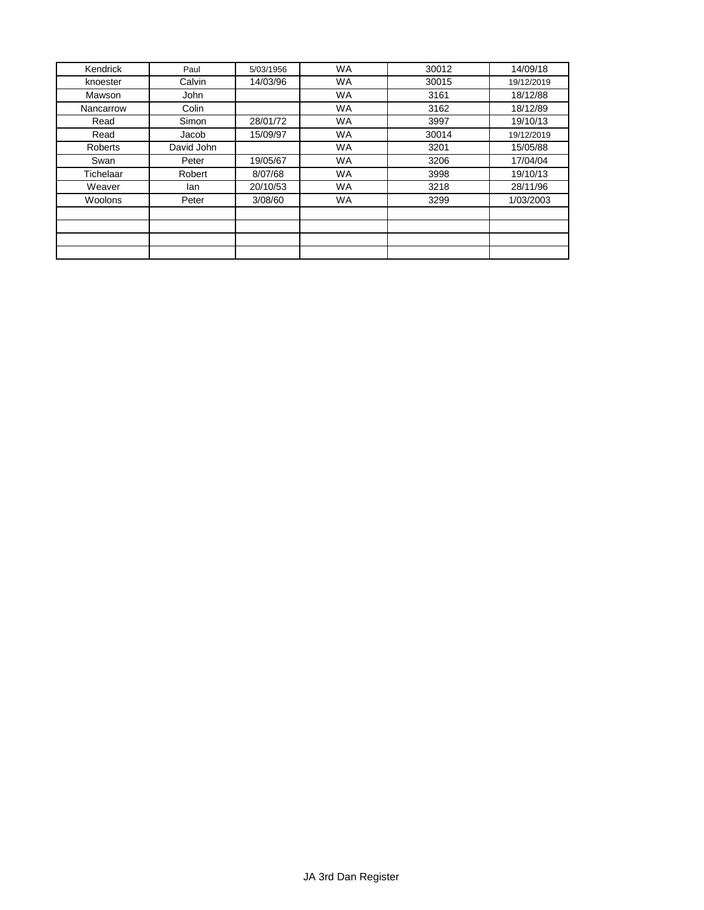| | | | | | |
|---|---|---|---|---|---|
| Kendrick | Paul | 5/03/1956 | WA | 30012 | 14/09/18 |
| knoester | Calvin | 14/03/96 | WA | 30015 | 19/12/2019 |
| Mawson | John | | WA | 3161 | 18/12/88 |
| Nancarrow | Colin | | WA | 3162 | 18/12/89 |
| Read | Simon | 28/01/72 | WA | 3997 | 19/10/13 |
| Read | Jacob | 15/09/97 | WA | 30014 | 19/12/2019 |
| Roberts | David John | | WA | 3201 | 15/05/88 |
| Swan | Peter | 19/05/67 | WA | 3206 | 17/04/04 |
| Tichelaar | Robert | 8/07/68 | WA | 3998 | 19/10/13 |
| Weaver | Ian | 20/10/53 | WA | 3218 | 28/11/96 |
| Woolons | Peter | 3/08/60 | WA | 3299 | 1/03/2003 |
| | | | | | |
| | | | | | |
| | | | | | |
| | | | | | |

JA 3rd Dan Register